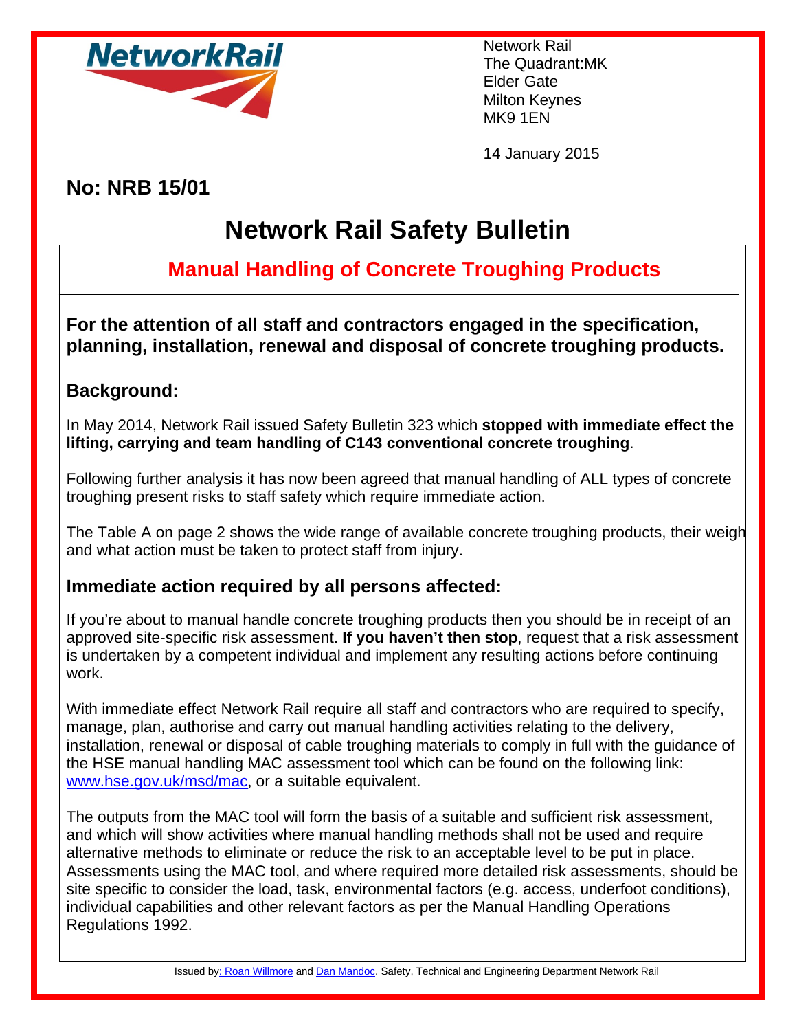Network Rail
The Quadrant:MK
Elder Gate
Milton Keynes
MK9 1EN

14 January 2015

**No: NRB 15/01**

# Network Rail Safety Bulletin

## Manual Handling of Concrete Troughing Products

**For the attention of all staff and contractors engaged in the specification, planning, installation, renewal and disposal of concrete troughing products.**

### Background:

In May 2014, Network Rail issued Safety Bulletin 323 which **stopped with immediate effect the lifting, carrying and team handling of C143 conventional concrete troughing**.

Following further analysis it has now been agreed that manual handling of ALL types of concrete troughing present risks to staff safety which require immediate action.

The Table A on page 2 shows the wide range of available concrete troughing products, their weigh and what action must be taken to protect staff from injury.

### Immediate action required by all persons affected:

If you're about to manual handle concrete troughing products then you should be in receipt of an approved site-specific risk assessment. **If you haven't then stop**, request that a risk assessment is undertaken by a competent individual and implement any resulting actions before continuing work.

With immediate effect Network Rail require all staff and contractors who are required to specify, manage, plan, authorise and carry out manual handling activities relating to the delivery, installation, renewal or disposal of cable troughing materials to comply in full with the guidance of the HSE manual handling MAC assessment tool which can be found on the following link: www.hse.gov.uk/msd/mac, or a suitable equivalent.

The outputs from the MAC tool will form the basis of a suitable and sufficient risk assessment, and which will show activities where manual handling methods shall not be used and require alternative methods to eliminate or reduce the risk to an acceptable level to be put in place. Assessments using the MAC tool, and where required more detailed risk assessments, should be site specific to consider the load, task, environmental factors (e.g. access, underfoot conditions), individual capabilities and other relevant factors as per the Manual Handling Operations Regulations 1992.

Issued by: Roan Willmore and Dan Mandoc. Safety, Technical and Engineering Department Network Rail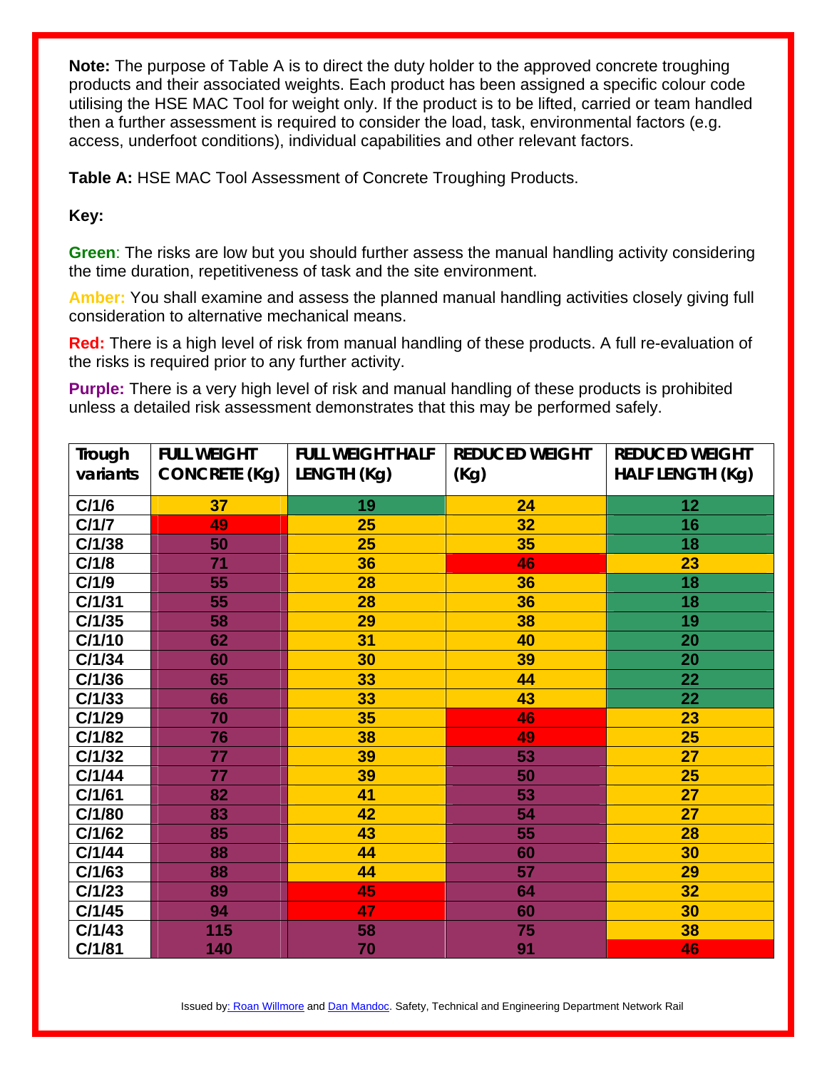**Note:** The purpose of Table A is to direct the duty holder to the approved concrete troughing products and their associated weights. Each product has been assigned a specific colour code utilising the HSE MAC Tool for weight only. If the product is to be lifted, carried or team handled then a further assessment is required to consider the load, task, environmental factors (e.g. access, underfoot conditions), individual capabilities and other relevant factors.

**Table A:** HSE MAC Tool Assessment of Concrete Troughing Products.

**Key:**

**Green**: The risks are low but you should further assess the manual handling activity considering the time duration, repetitiveness of task and the site environment.

**Amber:** You shall examine and assess the planned manual handling activities closely giving full consideration to alternative mechanical means.

**Red:** There is a high level of risk from manual handling of these products. A full re-evaluation of the risks is required prior to any further activity.

**Purple:** There is a very high level of risk and manual handling of these products is prohibited unless a detailed risk assessment demonstrates that this may be performed safely.

| Trough variants | FULL WEIGHT CONCRETE (Kg) | FULL WEIGHT HALF LENGTH (Kg) | REDUCED WEIGHT (Kg) | REDUCED WEIGHT HALF LENGTH (Kg) |
|---|---|---|---|---|
| C/1/6 | 37 | 19 | 24 | 12 |
| C/1/7 | 49 | 25 | 32 | 16 |
| C/1/38 | 50 | 25 | 35 | 18 |
| C/1/8 | 71 | 36 | 46 | 23 |
| C/1/9 | 55 | 28 | 36 | 18 |
| C/1/31 | 55 | 28 | 36 | 18 |
| C/1/35 | 58 | 29 | 38 | 19 |
| C/1/10 | 62 | 31 | 40 | 20 |
| C/1/34 | 60 | 30 | 39 | 20 |
| C/1/36 | 65 | 33 | 44 | 22 |
| C/1/33 | 66 | 33 | 43 | 22 |
| C/1/29 | 70 | 35 | 46 | 23 |
| C/1/82 | 76 | 38 | 49 | 25 |
| C/1/32 | 77 | 39 | 53 | 27 |
| C/1/44 | 77 | 39 | 50 | 25 |
| C/1/61 | 82 | 41 | 53 | 27 |
| C/1/80 | 83 | 42 | 54 | 27 |
| C/1/62 | 85 | 43 | 55 | 28 |
| C/1/44 | 88 | 44 | 60 | 30 |
| C/1/63 | 88 | 44 | 57 | 29 |
| C/1/23 | 89 | 45 | 64 | 32 |
| C/1/45 | 94 | 47 | 60 | 30 |
| C/1/43 | 115 | 58 | 75 | 38 |
| C/1/81 | 140 | 70 | 91 | 46 |

Issued by: Roan Willmore and Dan Mandoc. Safety, Technical and Engineering Department Network Rail